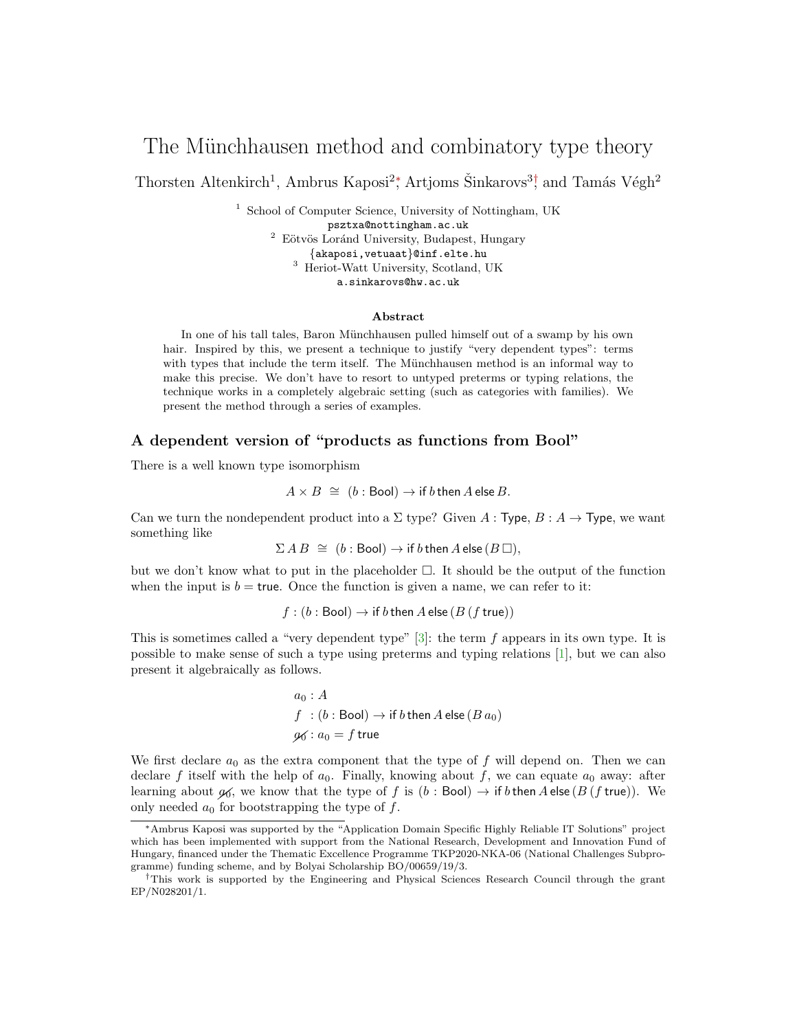# The Münchhausen method and combinatory type theory

Thorsten Altenkirch[1], Ambrus Kaposi[2*], Artjoms Šinkarovs[3†], and Tamás Végh[2]

[1] School of Computer Science, University of Nottingham, UK
psztxa@nottingham.ac.uk
[2] Eötvös Loránd University, Budapest, Hungary
{akaposi,vetuaat}@inf.elte.hu
[3] Heriot-Watt University, Scotland, UK
a.sinkarovs@hw.ac.uk

### Abstract

In one of his tall tales, Baron Münchhausen pulled himself out of a swamp by his own hair. Inspired by this, we present a technique to justify "very dependent types": terms with types that include the term itself. The Münchhausen method is an informal way to make this precise. We don't have to resort to untyped preterms or typing relations, the technique works in a completely algebraic setting (such as categories with families). We present the method through a series of examples.

## A dependent version of "products as functions from Bool"

There is a well known type isomorphism

$$A \times B \;\cong\; (b : \mathsf{Bool}) \to \mathsf{if}\; b \;\mathsf{then}\; A \;\mathsf{else}\; B.$$

Can we turn the nondependent product into a $\Sigma$ type? Given $A : \mathsf{Type}$, $B : A \to \mathsf{Type}$, we want something like

$$\Sigma\, A\, B \;\cong\; (b : \mathsf{Bool}) \to \mathsf{if}\; b \;\mathsf{then}\; A \;\mathsf{else}\; (B\, \square),$$

but we don't know what to put in the placeholder $\square$. It should be the output of the function when the input is $b = \mathsf{true}$. Once the function is given a name, we can refer to it:

$$f : (b : \mathsf{Bool}) \to \mathsf{if}\; b \;\mathsf{then}\; A \;\mathsf{else}\; (B\, (f\, \mathsf{true}))$$

This is sometimes called a "very dependent type" [3]: the term $f$ appears in its own type. It is possible to make sense of such a type using preterms and typing relations [1], but we can also present it algebraically as follows.

$$\begin{aligned}
&a_0 : A\\
&f \;\; : (b : \mathsf{Bool}) \to \mathsf{if}\; b \;\mathsf{then}\; A \;\mathsf{else}\; (B\, a_0)\\
&\not{a_0} : a_0 = f\, \mathsf{true}
\end{aligned}$$

We first declare $a_0$ as the extra component that the type of $f$ will depend on. Then we can declare $f$ itself with the help of $a_0$. Finally, knowing about $f$, we can equate $a_0$ away: after learning about $\not{a_0}$, we know that the type of $f$ is $(b : \mathsf{Bool}) \to \mathsf{if}\; b \;\mathsf{then}\; A \;\mathsf{else}\; (B\, (f\, \mathsf{true}))$. We only needed $a_0$ for bootstrapping the type of $f$.

---

*Ambrus Kaposi was supported by the "Application Domain Specific Highly Reliable IT Solutions" project which has been implemented with support from the National Research, Development and Innovation Fund of Hungary, financed under the Thematic Excellence Programme TKP2020-NKA-06 (National Challenges Subprogramme) funding scheme, and by Bolyai Scholarship BO/00659/19/3.

†This work is supported by the Engineering and Physical Sciences Research Council through the grant EP/N028201/1.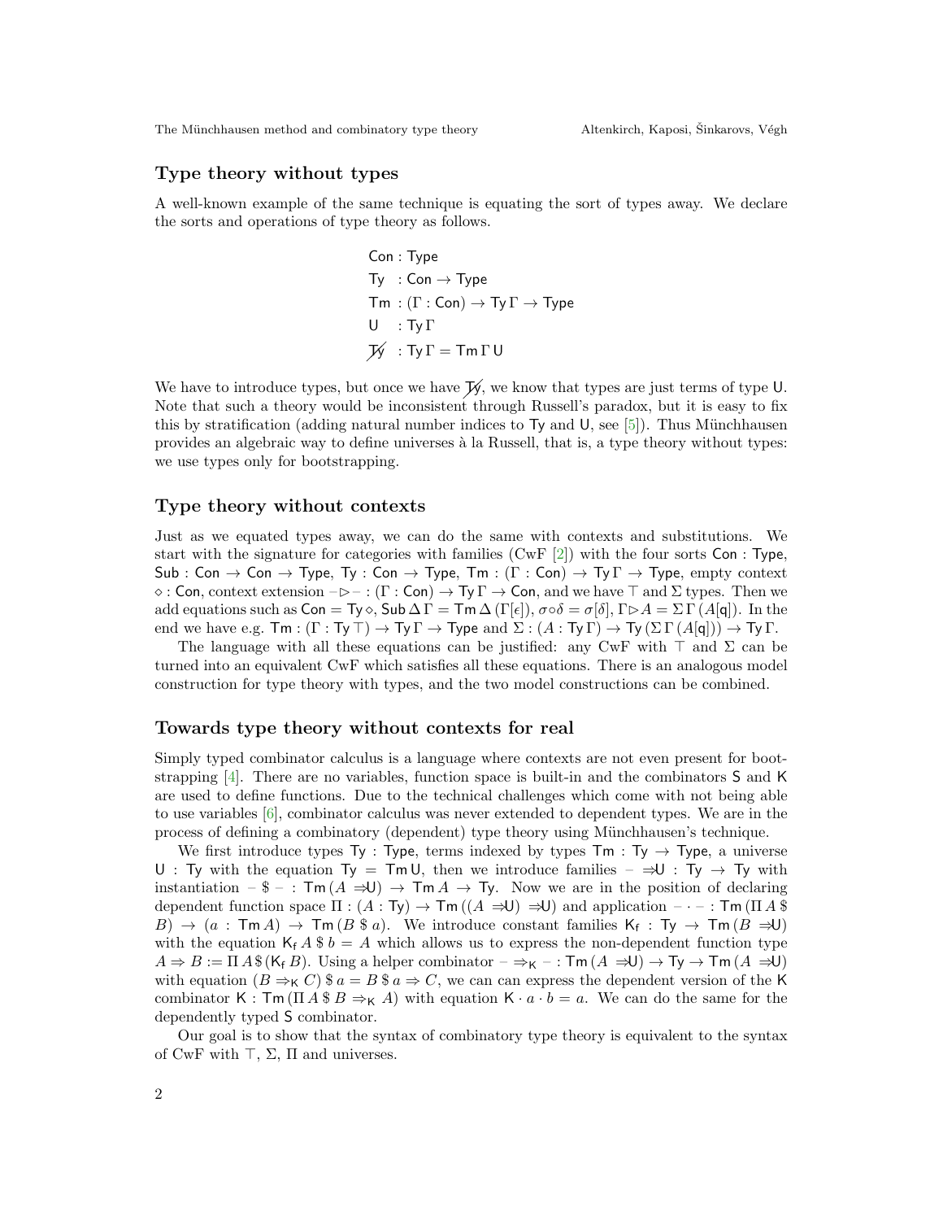## Type theory without types

A well-known example of the same technique is equating the sort of types away. We declare the sorts and operations of type theory as follows.

$$
\begin{aligned}
&\mathsf{Con} : \mathsf{Type}\\
&\mathsf{Ty} \ \ : \mathsf{Con} \to \mathsf{Type}\\
&\mathsf{Tm} \ : (\Gamma : \mathsf{Con}) \to \mathsf{Ty}\,\Gamma \to \mathsf{Type}\\
&\mathsf{U} \ \ \ : \mathsf{Ty}\,\Gamma\\
&\not{\mathsf{Ty}} \ \ : \mathsf{Ty}\,\Gamma = \mathsf{Tm}\,\Gamma\,\mathsf{U}
\end{aligned}
$$

We have to introduce types, but once we have $\not{\mathsf{Ty}}$, we know that types are just terms of type $\mathsf{U}$. Note that such a theory would be inconsistent through Russell's paradox, but it is easy to fix this by stratification (adding natural number indices to $\mathsf{Ty}$ and $\mathsf{U}$, see [5]). Thus Münchhausen provides an algebraic way to define universes à la Russell, that is, a type theory without types: we use types only for bootstrapping.

## Type theory without contexts

Just as we equated types away, we can do the same with contexts and substitutions. We start with the signature for categories with families (CwF [2]) with the four sorts $\mathsf{Con} : \mathsf{Type}$, $\mathsf{Sub} : \mathsf{Con} \to \mathsf{Con} \to \mathsf{Type}$, $\mathsf{Ty} : \mathsf{Con} \to \mathsf{Type}$, $\mathsf{Tm} : (\Gamma : \mathsf{Con}) \to \mathsf{Ty}\,\Gamma \to \mathsf{Type}$, empty context $\diamond : \mathsf{Con}$, context extension $- \triangleright - : (\Gamma : \mathsf{Con}) \to \mathsf{Ty}\,\Gamma \to \mathsf{Con}$, and we have $\top$ and $\Sigma$ types. Then we add equations such as $\mathsf{Con} = \mathsf{Ty}\,\diamond$, $\mathsf{Sub}\,\Delta\,\Gamma = \mathsf{Tm}\,\Delta\,(\Gamma[\epsilon])$, $\sigma \circ \delta = \sigma[\delta]$, $\Gamma \triangleright A = \Sigma\,\Gamma\,(A[\mathsf{q}])$. In the end we have e.g. $\mathsf{Tm} : (\Gamma : \mathsf{Ty}\,\top) \to \mathsf{Ty}\,\Gamma \to \mathsf{Type}$ and $\Sigma : (A : \mathsf{Ty}\,\Gamma) \to \mathsf{Ty}\,(\Sigma\,\Gamma\,(A[\mathsf{q}])) \to \mathsf{Ty}\,\Gamma$.

The language with all these equations can be justified: any CwF with $\top$ and $\Sigma$ can be turned into an equivalent CwF which satisfies all these equations. There is an analogous model construction for type theory with types, and the two model constructions can be combined.

## Towards type theory without contexts for real

Simply typed combinator calculus is a language where contexts are not even present for bootstrapping [4]. There are no variables, function space is built-in and the combinators $\mathsf{S}$ and $\mathsf{K}$ are used to define functions. Due to the technical challenges which come with not being able to use variables [6], combinator calculus was never extended to dependent types. We are in the process of defining a combinatory (dependent) type theory using Münchhausen's technique.

We first introduce types $\mathsf{Ty} : \mathsf{Type}$, terms indexed by types $\mathsf{Tm} : \mathsf{Ty} \to \mathsf{Type}$, a universe $\mathsf{U} : \mathsf{Ty}$ with the equation $\mathsf{Ty} = \mathsf{Tm}\,\mathsf{U}$, then we introduce families $- \Rightarrow\!\mathsf{U} : \mathsf{Ty} \to \mathsf{Ty}$ with instantiation $- \$ - : \mathsf{Tm}\,(A \Rightarrow\!\mathsf{U}) \to \mathsf{Tm}\,A \to \mathsf{Ty}$. Now we are in the position of declaring dependent function space $\Pi : (A : \mathsf{Ty}) \to \mathsf{Tm}\,((A \Rightarrow\!\mathsf{U}) \Rightarrow\!\mathsf{U})$ and application $- \cdot - : \mathsf{Tm}\,(\Pi\,A\,\$\,B) \to (a : \mathsf{Tm}\,A) \to \mathsf{Tm}\,(B\,\$\,a)$. We introduce constant families $\mathsf{K_f} : \mathsf{Ty} \to \mathsf{Tm}\,(B \Rightarrow\!\mathsf{U})$ with the equation $\mathsf{K_f}\,A\,\$\,b = A$ which allows us to express the non-dependent function type $A \Rightarrow B := \Pi\,A\,\$\,(\mathsf{K_f}\,B)$. Using a helper combinator $- \Rightarrow_{\mathsf{K}} - : \mathsf{Tm}\,(A \Rightarrow\!\mathsf{U}) \to \mathsf{Ty} \to \mathsf{Tm}\,(A \Rightarrow\!\mathsf{U})$ with equation $(B \Rightarrow_{\mathsf{K}} C)\,\$\,a = B\,\$\,a \Rightarrow C$, we can can express the dependent version of the $\mathsf{K}$ combinator $\mathsf{K} : \mathsf{Tm}\,(\Pi\,A\,\$\,B \Rightarrow_{\mathsf{K}} A)$ with equation $\mathsf{K} \cdot a \cdot b = a$. We can do the same for the dependently typed $\mathsf{S}$ combinator.

Our goal is to show that the syntax of combinatory type theory is equivalent to the syntax of CwF with $\top$, $\Sigma$, $\Pi$ and universes.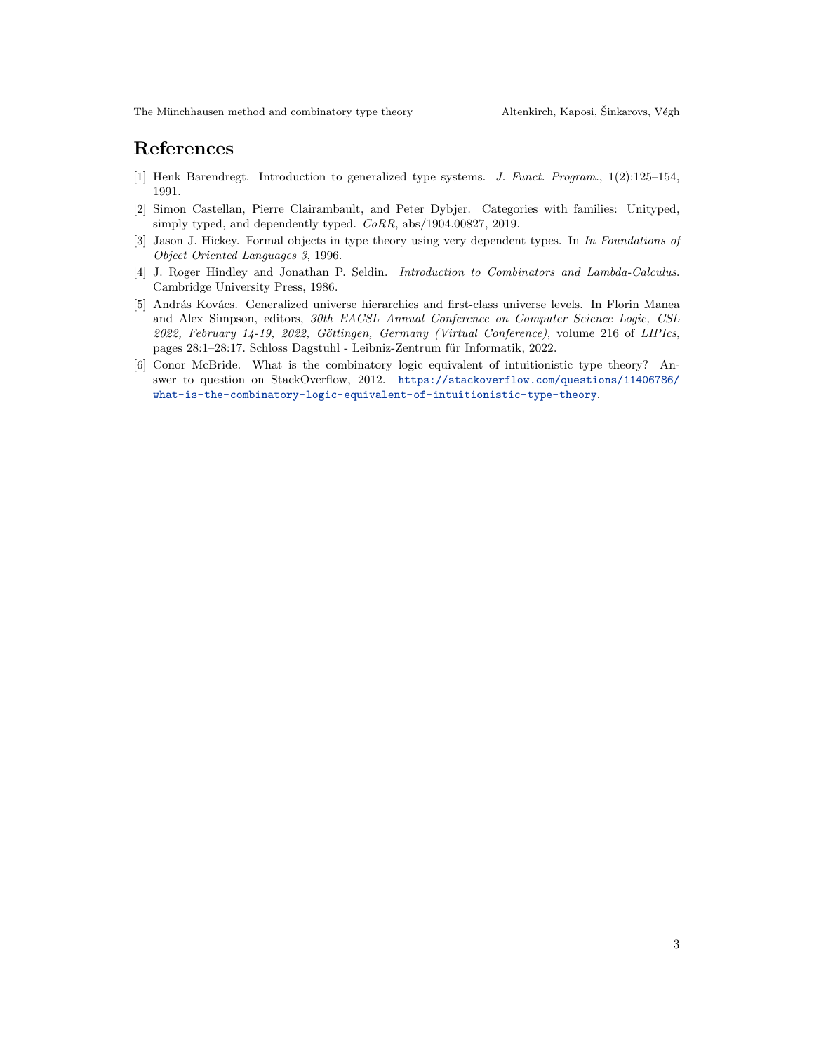# References

[1] Henk Barendregt. Introduction to generalized type systems. *J. Funct. Program.*, 1(2):125–154, 1991.

[2] Simon Castellan, Pierre Clairambault, and Peter Dybjer. Categories with families: Unityped, simply typed, and dependently typed. *CoRR*, abs/1904.00827, 2019.

[3] Jason J. Hickey. Formal objects in type theory using very dependent types. In *In Foundations of Object Oriented Languages 3*, 1996.

[4] J. Roger Hindley and Jonathan P. Seldin. *Introduction to Combinators and Lambda-Calculus*. Cambridge University Press, 1986.

[5] András Kovács. Generalized universe hierarchies and first-class universe levels. In Florin Manea and Alex Simpson, editors, *30th EACSL Annual Conference on Computer Science Logic, CSL 2022, February 14-19, 2022, Göttingen, Germany (Virtual Conference)*, volume 216 of *LIPIcs*, pages 28:1–28:17. Schloss Dagstuhl - Leibniz-Zentrum für Informatik, 2022.

[6] Conor McBride. What is the combinatory logic equivalent of intuitionistic type theory? Answer to question on StackOverflow, 2012. https://stackoverflow.com/questions/11406786/what-is-the-combinatory-logic-equivalent-of-intuitionistic-type-theory.